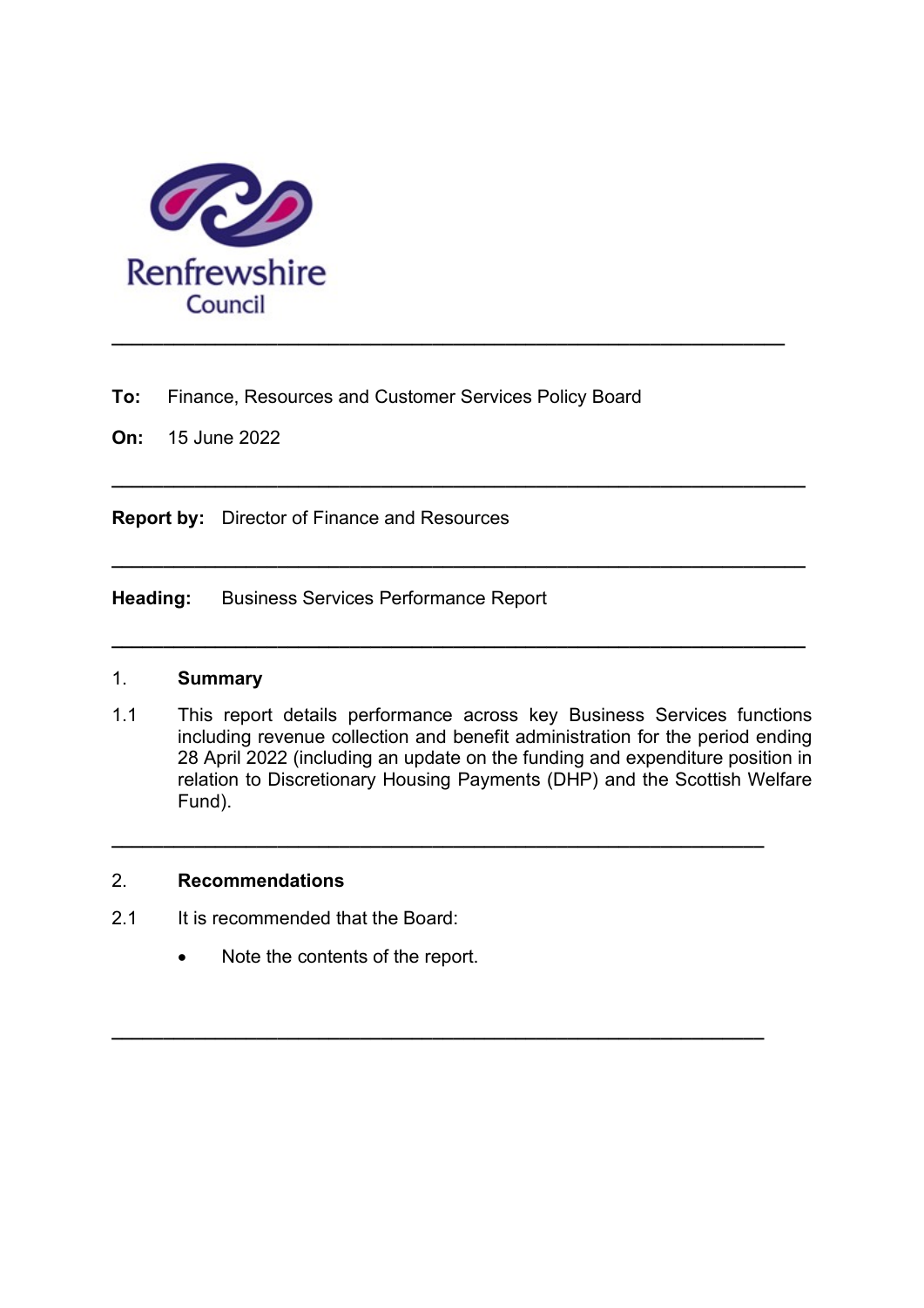Renfrewshire Council

---

**To:** Finance, Resources and Customer Services Policy Board

**On:** 15 June 2022

---

**Report by:** Director of Finance and Resources

---

**Heading:** Business Services Performance Report

---

## 1. Summary

1.1 This report details performance across key Business Services functions including revenue collection and benefit administration for the period ending 28 April 2022 (including an update on the funding and expenditure position in relation to Discretionary Housing Payments (DHP) and the Scottish Welfare Fund).

---

## 2. Recommendations

2.1 It is recommended that the Board:

- Note the contents of the report.

---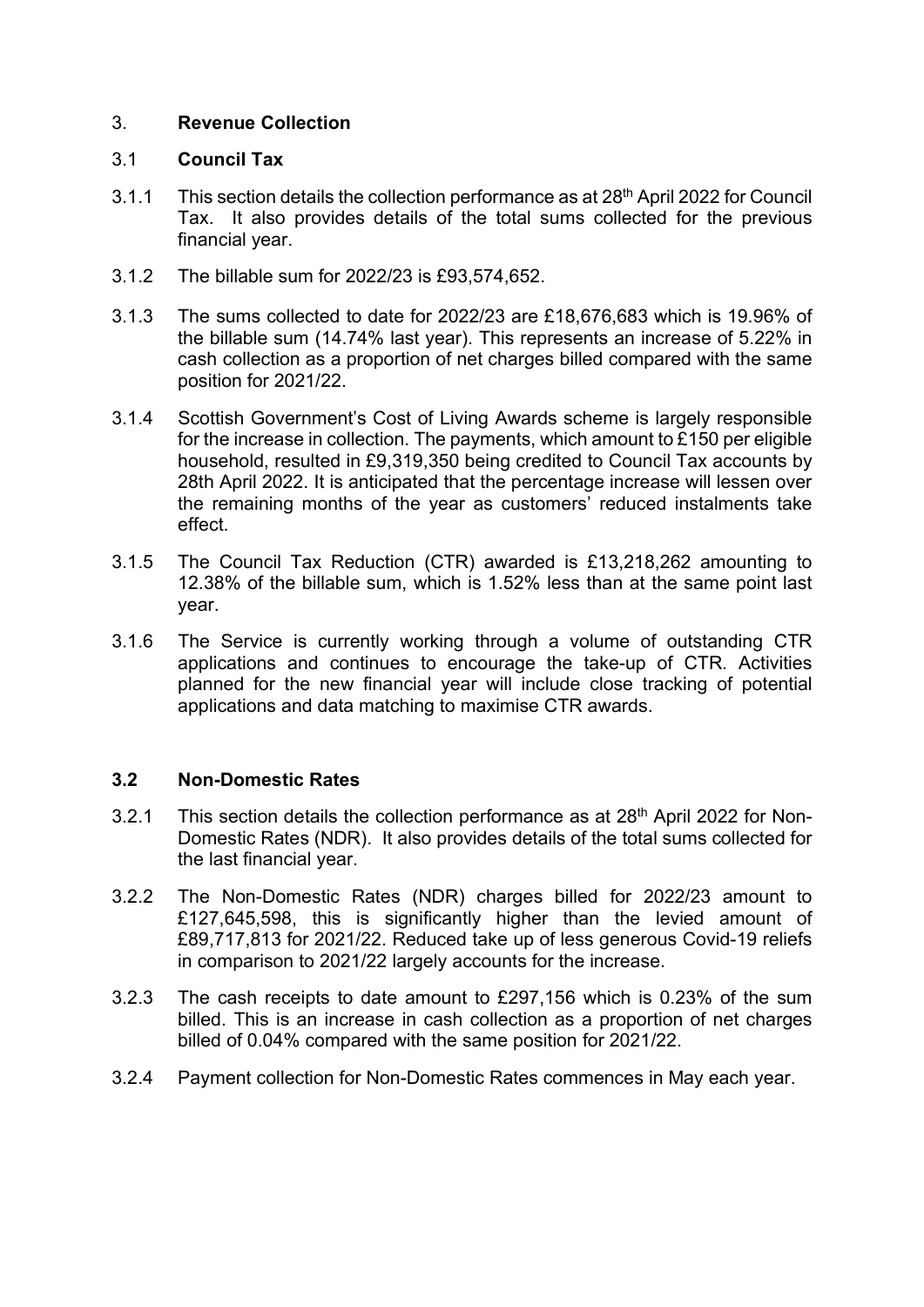## 3. **Revenue Collection**

### 3.1 **Council Tax**

3.1.1 This section details the collection performance as at 28th April 2022 for Council Tax. It also provides details of the total sums collected for the previous financial year.

3.1.2 The billable sum for 2022/23 is £93,574,652.

3.1.3 The sums collected to date for 2022/23 are £18,676,683 which is 19.96% of the billable sum (14.74% last year). This represents an increase of 5.22% in cash collection as a proportion of net charges billed compared with the same position for 2021/22.

3.1.4 Scottish Government's Cost of Living Awards scheme is largely responsible for the increase in collection. The payments, which amount to £150 per eligible household, resulted in £9,319,350 being credited to Council Tax accounts by 28th April 2022. It is anticipated that the percentage increase will lessen over the remaining months of the year as customers' reduced instalments take effect.

3.1.5 The Council Tax Reduction (CTR) awarded is £13,218,262 amounting to 12.38% of the billable sum, which is 1.52% less than at the same point last year.

3.1.6 The Service is currently working through a volume of outstanding CTR applications and continues to encourage the take-up of CTR. Activities planned for the new financial year will include close tracking of potential applications and data matching to maximise CTR awards.

### 3.2 **Non-Domestic Rates**

3.2.1 This section details the collection performance as at 28th April 2022 for Non-Domestic Rates (NDR). It also provides details of the total sums collected for the last financial year.

3.2.2 The Non-Domestic Rates (NDR) charges billed for 2022/23 amount to £127,645,598, this is significantly higher than the levied amount of £89,717,813 for 2021/22. Reduced take up of less generous Covid-19 reliefs in comparison to 2021/22 largely accounts for the increase.

3.2.3 The cash receipts to date amount to £297,156 which is 0.23% of the sum billed. This is an increase in cash collection as a proportion of net charges billed of 0.04% compared with the same position for 2021/22.

3.2.4 Payment collection for Non-Domestic Rates commences in May each year.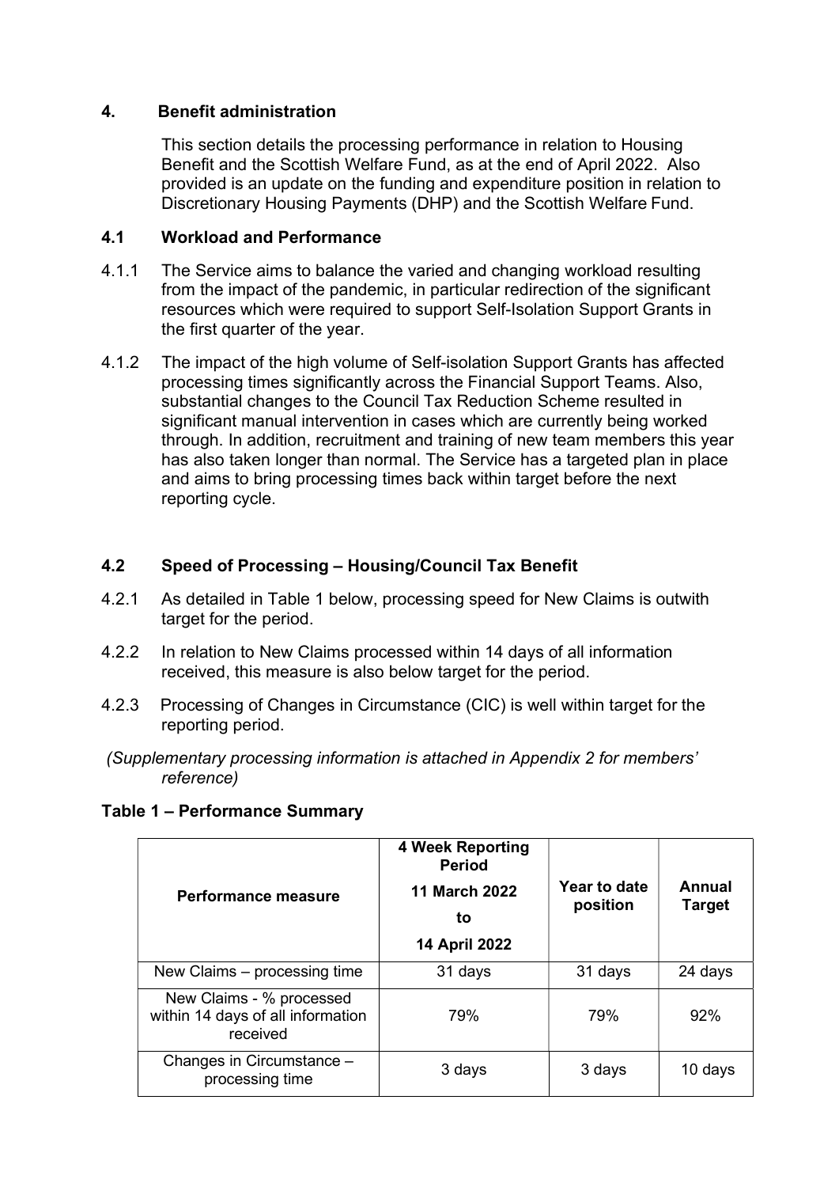## 4. Benefit administration

This section details the processing performance in relation to Housing Benefit and the Scottish Welfare Fund, as at the end of April 2022. Also provided is an update on the funding and expenditure position in relation to Discretionary Housing Payments (DHP) and the Scottish Welfare Fund.

### 4.1 Workload and Performance

4.1.1 The Service aims to balance the varied and changing workload resulting from the impact of the pandemic, in particular redirection of the significant resources which were required to support Self-Isolation Support Grants in the first quarter of the year.

4.1.2 The impact of the high volume of Self-isolation Support Grants has affected processing times significantly across the Financial Support Teams. Also, substantial changes to the Council Tax Reduction Scheme resulted in significant manual intervention in cases which are currently being worked through. In addition, recruitment and training of new team members this year has also taken longer than normal. The Service has a targeted plan in place and aims to bring processing times back within target before the next reporting cycle.

### 4.2 Speed of Processing – Housing/Council Tax Benefit

4.2.1 As detailed in Table 1 below, processing speed for New Claims is outwith target for the period.

4.2.2 In relation to New Claims processed within 14 days of all information received, this measure is also below target for the period.

4.2.3 Processing of Changes in Circumstance (CIC) is well within target for the reporting period.

*(Supplementary processing information is attached in Appendix 2 for members' reference)*

**Table 1 – Performance Summary**

| Performance measure | 4 Week Reporting Period 11 March 2022 to 14 April 2022 | Year to date position | Annual Target |
|---|---|---|---|
| New Claims – processing time | 31 days | 31 days | 24 days |
| New Claims - % processed within 14 days of all information received | 79% | 79% | 92% |
| Changes in Circumstance – processing time | 3 days | 3 days | 10 days |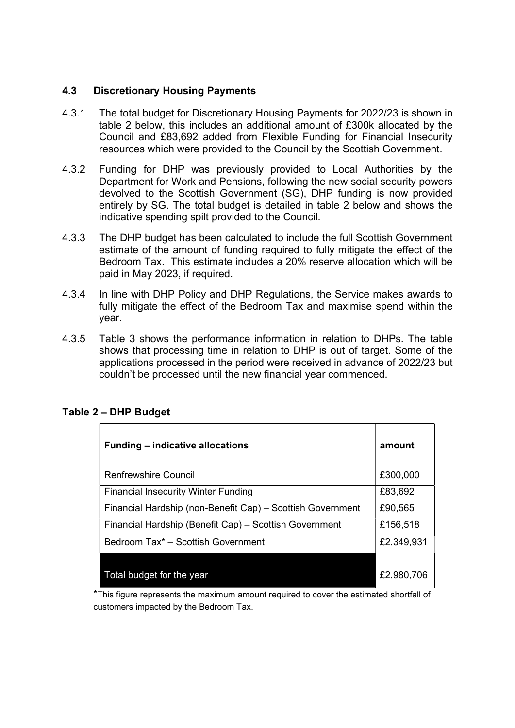### 4.3 Discretionary Housing Payments

4.3.1 The total budget for Discretionary Housing Payments for 2022/23 is shown in table 2 below, this includes an additional amount of £300k allocated by the Council and £83,692 added from Flexible Funding for Financial Insecurity resources which were provided to the Council by the Scottish Government.

4.3.2 Funding for DHP was previously provided to Local Authorities by the Department for Work and Pensions, following the new social security powers devolved to the Scottish Government (SG), DHP funding is now provided entirely by SG. The total budget is detailed in table 2 below and shows the indicative spending spilt provided to the Council.

4.3.3 The DHP budget has been calculated to include the full Scottish Government estimate of the amount of funding required to fully mitigate the effect of the Bedroom Tax. This estimate includes a 20% reserve allocation which will be paid in May 2023, if required.

4.3.4 In line with DHP Policy and DHP Regulations, the Service makes awards to fully mitigate the effect of the Bedroom Tax and maximise spend within the year.

4.3.5 Table 3 shows the performance information in relation to DHPs. The table shows that processing time in relation to DHP is out of target. Some of the applications processed in the period were received in advance of 2022/23 but couldn't be processed until the new financial year commenced.

**Table 2 – DHP Budget**

| Funding – indicative allocations | amount |
|---|---|
| Renfrewshire Council | £300,000 |
| Financial Insecurity Winter Funding | £83,692 |
| Financial Hardship (non-Benefit Cap) – Scottish Government | £90,565 |
| Financial Hardship (Benefit Cap) – Scottish Government | £156,518 |
| Bedroom Tax* – Scottish Government | £2,349,931 |
| Total budget for the year | £2,980,706 |

*This figure represents the maximum amount required to cover the estimated shortfall of customers impacted by the Bedroom Tax.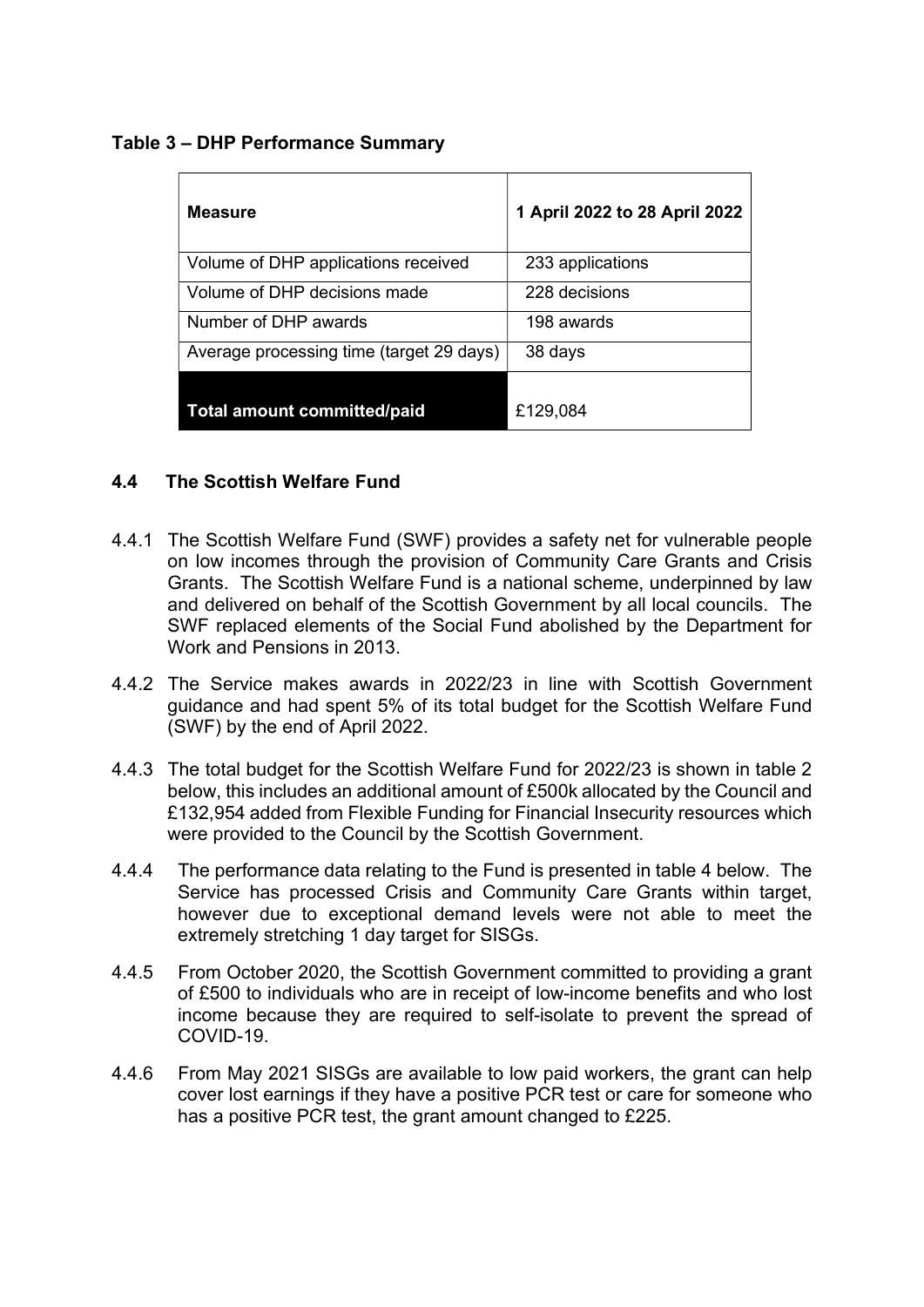**Table 3 – DHP Performance Summary**

| Measure | 1 April 2022 to 28 April 2022 |
|---|---|
| Volume of DHP applications received | 233 applications |
| Volume of DHP decisions made | 228 decisions |
| Number of DHP awards | 198 awards |
| Average processing time (target 29 days) | 38 days |
| **Total amount committed/paid** | £129,084 |

### 4.4 The Scottish Welfare Fund

4.4.1 The Scottish Welfare Fund (SWF) provides a safety net for vulnerable people on low incomes through the provision of Community Care Grants and Crisis Grants. The Scottish Welfare Fund is a national scheme, underpinned by law and delivered on behalf of the Scottish Government by all local councils. The SWF replaced elements of the Social Fund abolished by the Department for Work and Pensions in 2013.

4.4.2 The Service makes awards in 2022/23 in line with Scottish Government guidance and had spent 5% of its total budget for the Scottish Welfare Fund (SWF) by the end of April 2022.

4.4.3 The total budget for the Scottish Welfare Fund for 2022/23 is shown in table 2 below, this includes an additional amount of £500k allocated by the Council and £132,954 added from Flexible Funding for Financial Insecurity resources which were provided to the Council by the Scottish Government.

4.4.4 The performance data relating to the Fund is presented in table 4 below. The Service has processed Crisis and Community Care Grants within target, however due to exceptional demand levels were not able to meet the extremely stretching 1 day target for SISGs.

4.4.5 From October 2020, the Scottish Government committed to providing a grant of £500 to individuals who are in receipt of low-income benefits and who lost income because they are required to self-isolate to prevent the spread of COVID-19.

4.4.6 From May 2021 SISGs are available to low paid workers, the grant can help cover lost earnings if they have a positive PCR test or care for someone who has a positive PCR test, the grant amount changed to £225.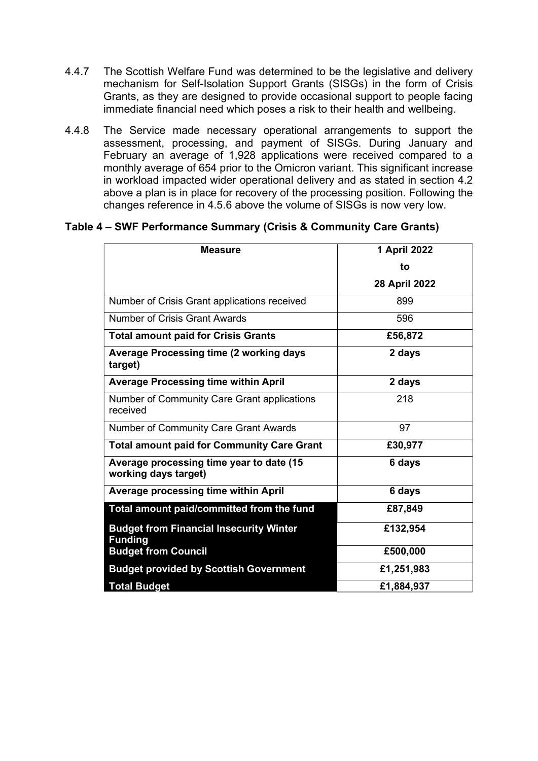4.4.7 The Scottish Welfare Fund was determined to be the legislative and delivery mechanism for Self-Isolation Support Grants (SISGs) in the form of Crisis Grants, as they are designed to provide occasional support to people facing immediate financial need which poses a risk to their health and wellbeing.

4.4.8 The Service made necessary operational arrangements to support the assessment, processing, and payment of SISGs. During January and February an average of 1,928 applications were received compared to a monthly average of 654 prior to the Omicron variant. This significant increase in workload impacted wider operational delivery and as stated in section 4.2 above a plan is in place for recovery of the processing position. Following the changes reference in 4.5.6 above the volume of SISGs is now very low.

**Table 4 – SWF Performance Summary (Crisis & Community Care Grants)**

| Measure | 1 April 2022 to 28 April 2022 |
|---|---|
| Number of Crisis Grant applications received | 899 |
| Number of Crisis Grant Awards | 596 |
| **Total amount paid for Crisis Grants** | **£56,872** |
| **Average Processing time (2 working days target)** | **2 days** |
| **Average Processing time within April** | **2 days** |
| Number of Community Care Grant applications received | 218 |
| Number of Community Care Grant Awards | 97 |
| **Total amount paid for Community Care Grant** | **£30,977** |
| **Average processing time year to date (15 working days target)** | **6 days** |
| **Average processing time within April** | **6 days** |
| **Total amount paid/committed from the fund** | **£87,849** |
| **Budget from Financial Insecurity Winter Funding** | **£132,954** |
| **Budget from Council** | **£500,000** |
| **Budget provided by Scottish Government** | **£1,251,983** |
| **Total Budget** | **£1,884,937** |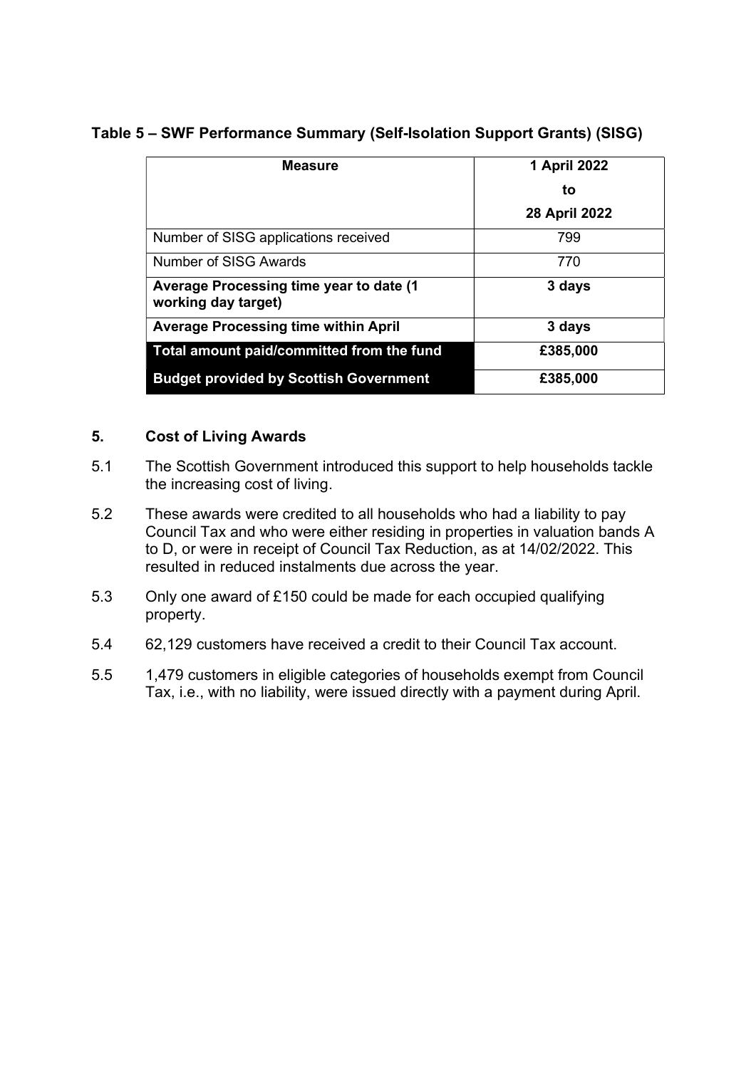**Table 5 – SWF Performance Summary (Self-Isolation Support Grants) (SISG)**

| **Measure** | **1 April 2022 to 28 April 2022** |
|---|---|
| Number of SISG applications received | 799 |
| Number of SISG Awards | 770 |
| **Average Processing time year to date (1 working day target)** | **3 days** |
| **Average Processing time within April** | **3 days** |
| **Total amount paid/committed from the fund** | **£385,000** |
| **Budget provided by Scottish Government** | **£385,000** |

## 5. Cost of Living Awards

5.1 The Scottish Government introduced this support to help households tackle the increasing cost of living.

5.2 These awards were credited to all households who had a liability to pay Council Tax and who were either residing in properties in valuation bands A to D, or were in receipt of Council Tax Reduction, as at 14/02/2022. This resulted in reduced instalments due across the year.

5.3 Only one award of £150 could be made for each occupied qualifying property.

5.4 62,129 customers have received a credit to their Council Tax account.

5.5 1,479 customers in eligible categories of households exempt from Council Tax, i.e., with no liability, were issued directly with a payment during April.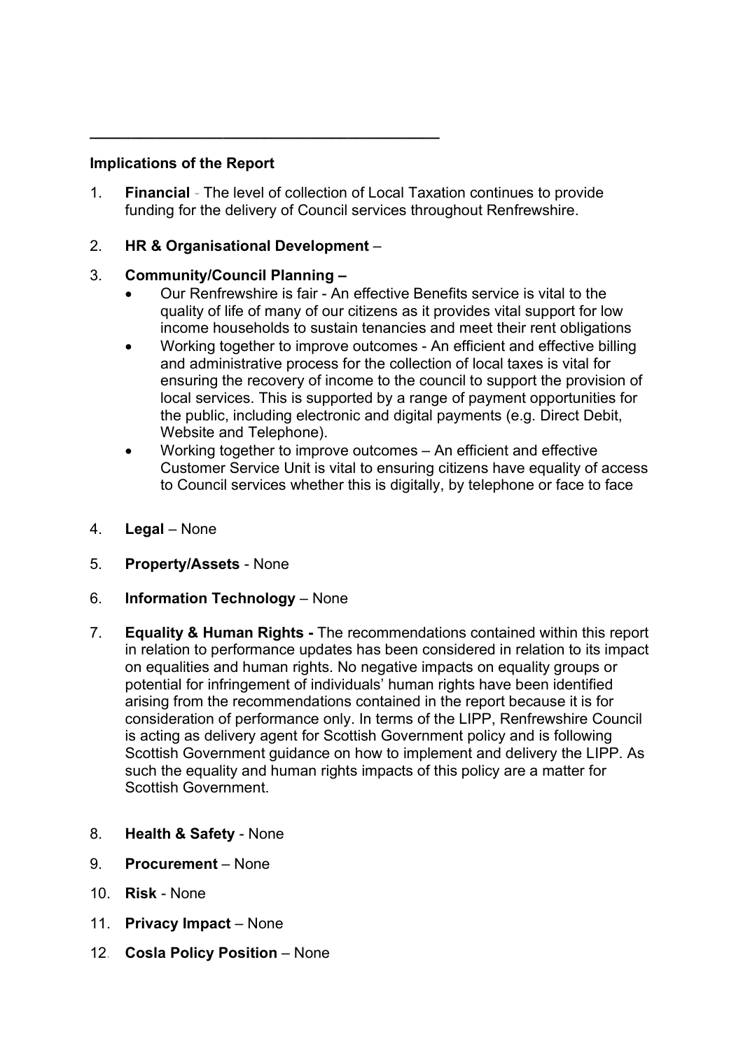---

**Implications of the Report**

1. **Financial** - The level of collection of Local Taxation continues to provide funding for the delivery of Council services throughout Renfrewshire.

2. **HR & Organisational Development** –

3. **Community/Council Planning –**
   - Our Renfrewshire is fair - An effective Benefits service is vital to the quality of life of many of our citizens as it provides vital support for low income households to sustain tenancies and meet their rent obligations
   - Working together to improve outcomes - An efficient and effective billing and administrative process for the collection of local taxes is vital for ensuring the recovery of income to the council to support the provision of local services. This is supported by a range of payment opportunities for the public, including electronic and digital payments (e.g. Direct Debit, Website and Telephone).
   - Working together to improve outcomes – An efficient and effective Customer Service Unit is vital to ensuring citizens have equality of access to Council services whether this is digitally, by telephone or face to face

4. **Legal** – None

5. **Property/Assets** - None

6. **Information Technology** – None

7. **Equality & Human Rights -** The recommendations contained within this report in relation to performance updates has been considered in relation to its impact on equalities and human rights. No negative impacts on equality groups or potential for infringement of individuals' human rights have been identified arising from the recommendations contained in the report because it is for consideration of performance only. In terms of the LIPP, Renfrewshire Council is acting as delivery agent for Scottish Government policy and is following Scottish Government guidance on how to implement and delivery the LIPP. As such the equality and human rights impacts of this policy are a matter for Scottish Government.

8. **Health & Safety** - None

9. **Procurement** – None

10. **Risk** - None

11. **Privacy Impact** – None

12. **Cosla Policy Position** – None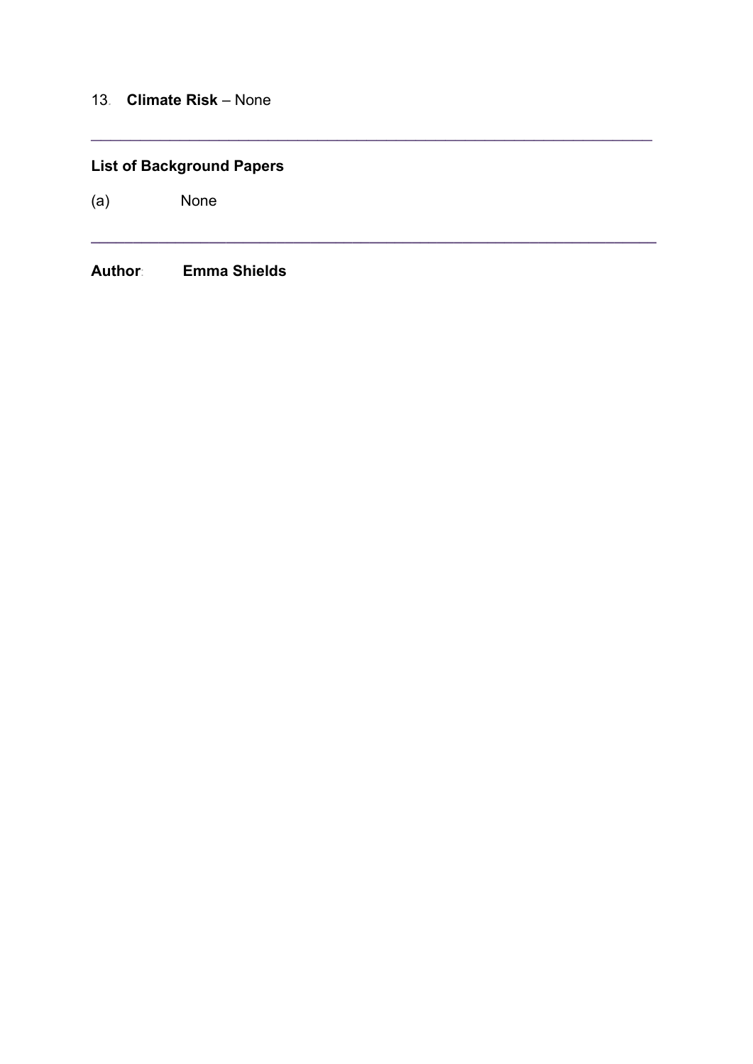13. **Climate Risk** – None

---

**List of Background Papers**

(a) None

---

**Author**: **Emma Shields**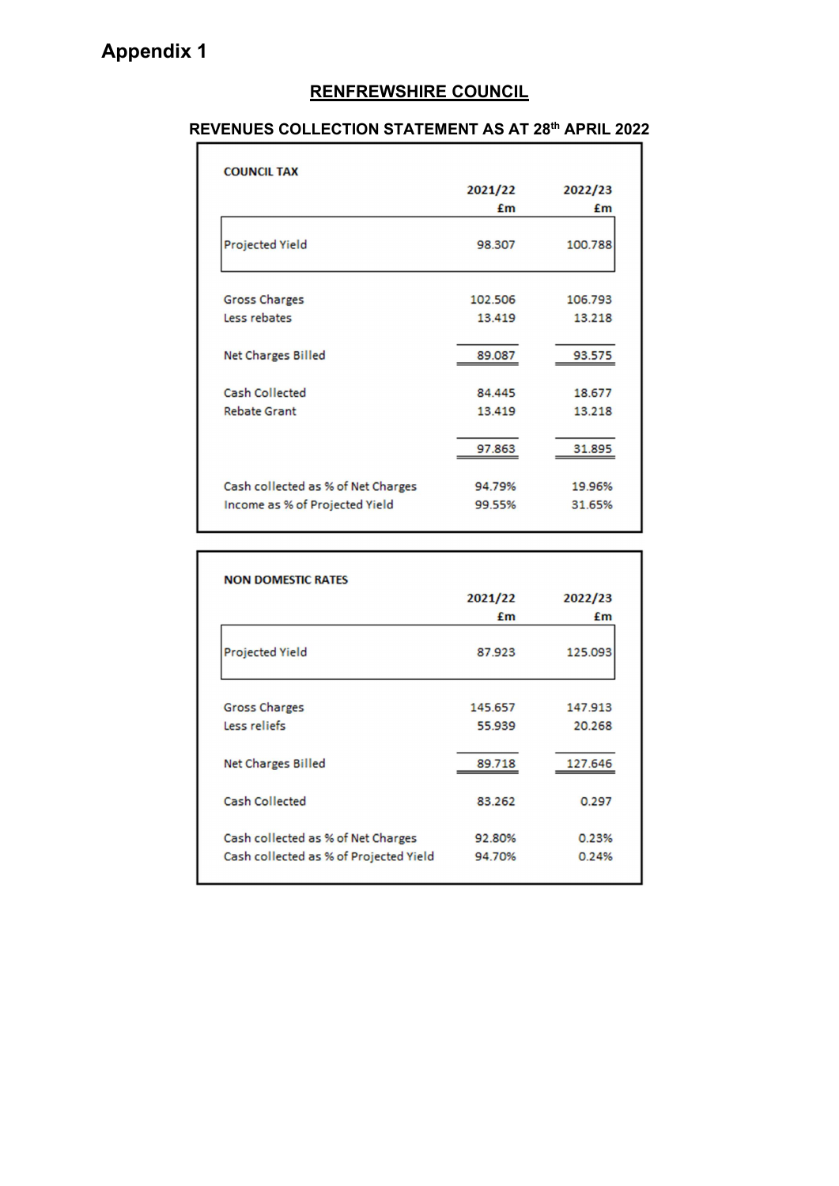# Appendix 1

## RENFREWSHIRE COUNCIL

### REVENUES COLLECTION STATEMENT AS AT 28th APRIL 2022

**COUNCIL TAX**

| | 2021/22 £m | 2022/23 £m |
|---|---|---|
| Projected Yield | 98.307 | 100.788 |
| Gross Charges | 102.506 | 106.793 |
| Less rebates | 13.419 | 13.218 |
| Net Charges Billed | 89.087 | 93.575 |
| Cash Collected | 84.445 | 18.677 |
| Rebate Grant | 13.419 | 13.218 |
| | 97.863 | 31.895 |
| Cash collected as % of Net Charges | 94.79% | 19.96% |
| Income as % of Projected Yield | 99.55% | 31.65% |

**NON DOMESTIC RATES**

| | 2021/22 £m | 2022/23 £m |
|---|---|---|
| Projected Yield | 87.923 | 125.093 |
| Gross Charges | 145.657 | 147.913 |
| Less reliefs | 55.939 | 20.268 |
| Net Charges Billed | 89.718 | 127.646 |
| Cash Collected | 83.262 | 0.297 |
| Cash collected as % of Net Charges | 92.80% | 0.23% |
| Cash collected as % of Projected Yield | 94.70% | 0.24% |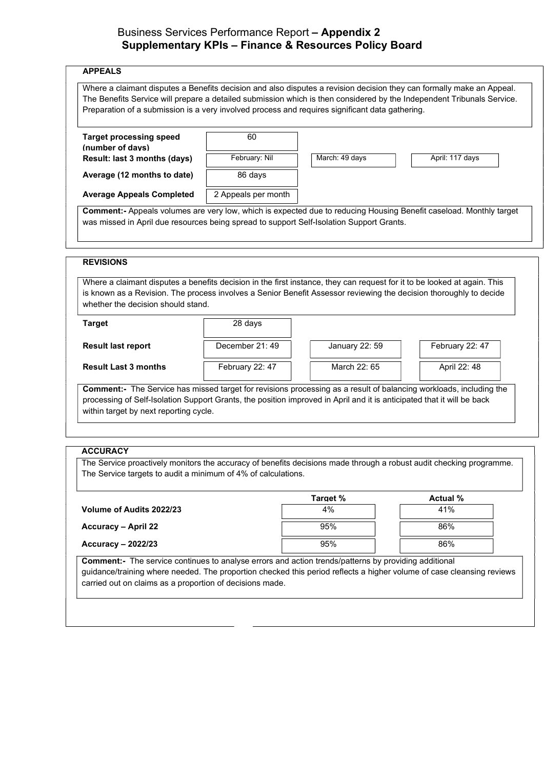# Business Services Performance Report – Appendix 2
## Supplementary KPIs – Finance & Resources Policy Board

### APPEALS

Where a claimant disputes a Benefits decision and also disputes a revision decision they can formally make an Appeal. The Benefits Service will prepare a detailed submission which is then considered by the Independent Tribunals Service. Preparation of a submission is a very involved process and requires significant data gathering.

| | | | |
|---|---|---|---|
| **Target processing speed (number of days)** | 60 | | |
| **Result: last 3 months (days)** | February: Nil | March: 49 days | April: 117 days |
| **Average (12 months to date)** | 86 days | | |
| **Average Appeals Completed** | 2 Appeals per month | | |

**Comment:-** Appeals volumes are very low, which is expected due to reducing Housing Benefit caseload. Monthly target was missed in April due resources being spread to support Self-Isolation Support Grants.

### REVISIONS

Where a claimant disputes a benefits decision in the first instance, they can request for it to be looked at again. This is known as a Revision. The process involves a Senior Benefit Assessor reviewing the decision thoroughly to decide whether the decision should stand.

| | | | |
|---|---|---|---|
| **Target** | 28 days | | |
| **Result last report** | December 21: 49 | January 22: 59 | February 22: 47 |
| **Result Last 3 months** | February 22: 47 | March 22: 65 | April 22: 48 |

**Comment:-** The Service has missed target for revisions processing as a result of balancing workloads, including the processing of Self-Isolation Support Grants, the position improved in April and it is anticipated that it will be back within target by next reporting cycle.

### ACCURACY

The Service proactively monitors the accuracy of benefits decisions made through a robust audit checking programme. The Service targets to audit a minimum of 4% of calculations.

| | Target % | Actual % |
|---|---|---|
| **Volume of Audits 2022/23** | 4% | 41% |
| **Accuracy – April 22** | 95% | 86% |
| **Accuracy – 2022/23** | 95% | 86% |

**Comment:-** The service continues to analyse errors and action trends/patterns by providing additional guidance/training where needed. The proportion checked this period reflects a higher volume of case cleansing reviews carried out on claims as a proportion of decisions made.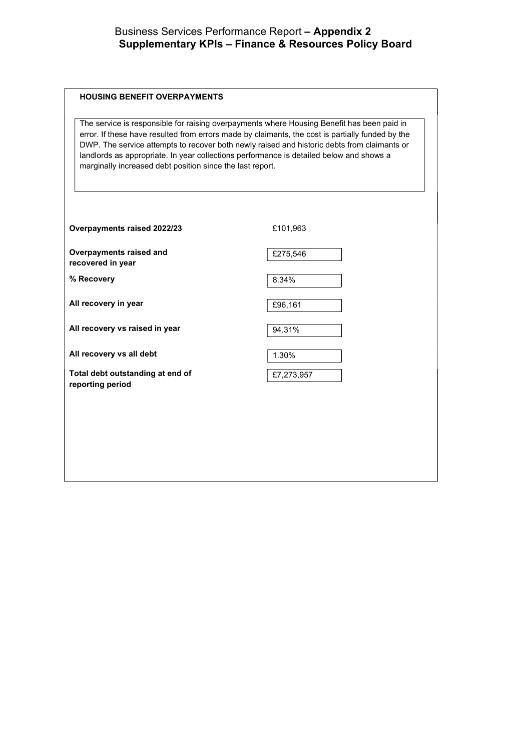# Business Services Performance Report – Appendix 2
## Supplementary KPIs – Finance & Resources Policy Board

### HOUSING BENEFIT OVERPAYMENTS

The service is responsible for raising overpayments where Housing Benefit has been paid in error. If these have resulted from errors made by claimants, the cost is partially funded by the DWP. The service attempts to recover both newly raised and historic debts from claimants or landlords as appropriate. In year collections performance is detailed below and shows a marginally increased debt position since the last report.

| | |
|---|---|
| **Overpayments raised 2022/23** | £101,963 |
| **Overpayments raised and recovered in year** | £275,546 |
| **% Recovery** | 8.34% |
| **All recovery in year** | £96,161 |
| **All recovery vs raised in year** | 94.31% |
| **All recovery vs all debt** | 1.30% |
| **Total debt outstanding at end of reporting period** | £7,273,957 |